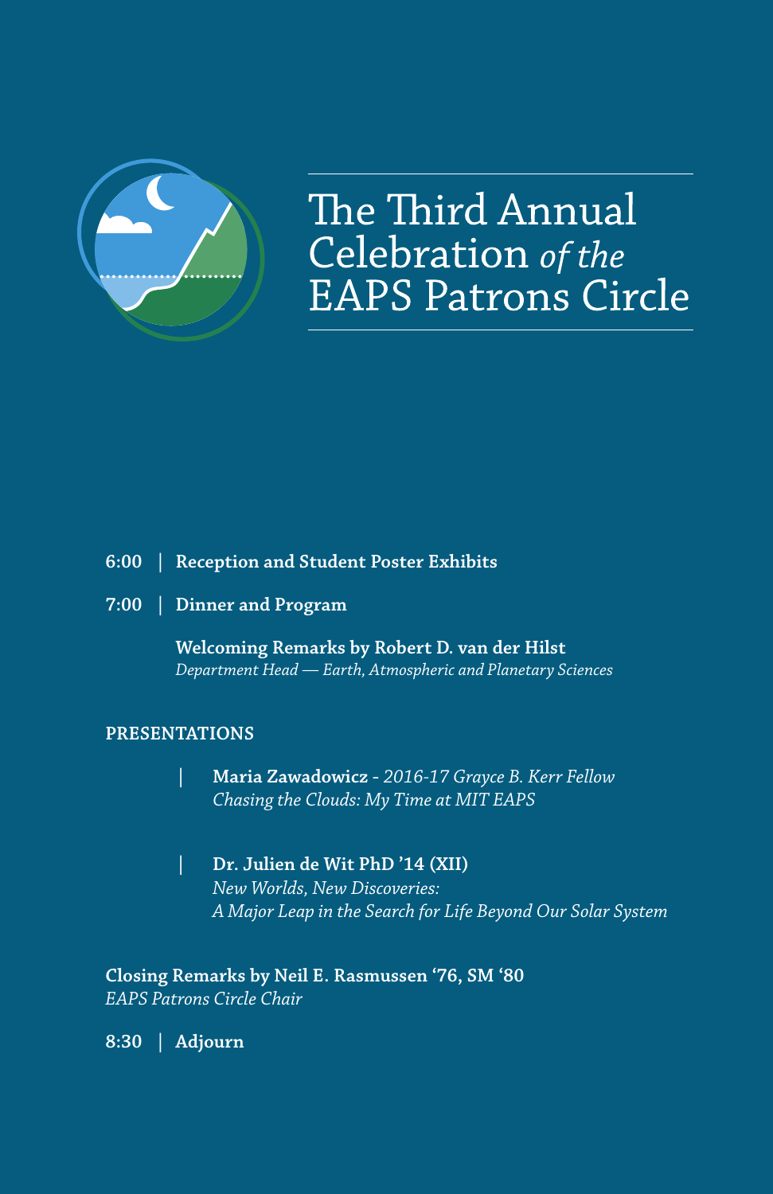# The Third Annual Celebration *of the* EAPS Patrons Circle

**6:00 | Reception and Student Poster Exhibits**

**7:00 | Dinner and Program**

**Welcoming Remarks by Robert D. van der Hilst**
*Department Head — Earth, Atmospheric and Planetary Sciences*

## PRESENTATIONS

| **Maria Zawadowicz** - *2016-17 Grayce B. Kerr Fellow*
*Chasing the Clouds: My Time at MIT EAPS*

| **Dr. Julien de Wit PhD '14 (XII)**
*New Worlds, New Discoveries:*
*A Major Leap in the Search for Life Beyond Our Solar System*

**Closing Remarks by Neil E. Rasmussen '76, SM '80**
*EAPS Patrons Circle Chair*

**8:30 | Adjourn**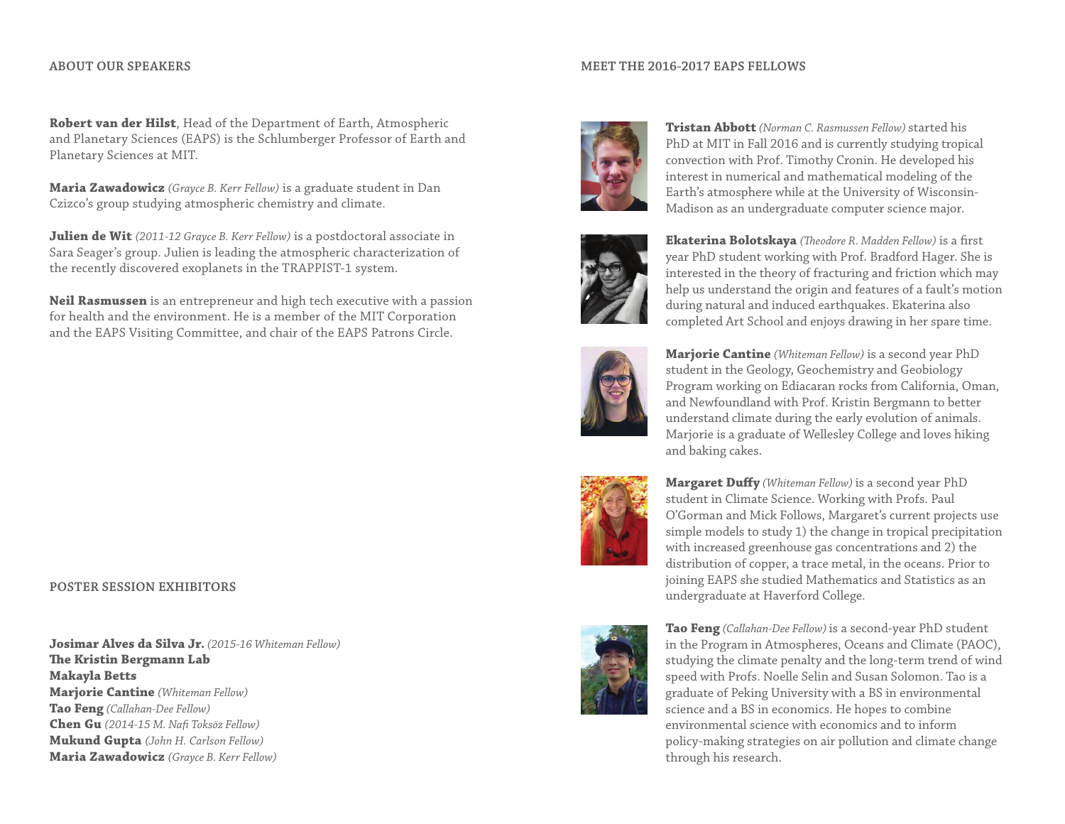## ABOUT OUR SPEAKERS

**Robert van der Hilst**, Head of the Department of Earth, Atmospheric and Planetary Sciences (EAPS) is the Schlumberger Professor of Earth and Planetary Sciences at MIT.

**Maria Zawadowicz** *(Grayce B. Kerr Fellow)* is a graduate student in Dan Czizco's group studying atmospheric chemistry and climate.

**Julien de Wit** *(2011-12 Grayce B. Kerr Fellow)* is a postdoctoral associate in Sara Seager's group. Julien is leading the atmospheric characterization of the recently discovered exoplanets in the TRAPPIST-1 system.

**Neil Rasmussen** is an entrepreneur and high tech executive with a passion for health and the environment. He is a member of the MIT Corporation and the EAPS Visiting Committee, and chair of the EAPS Patrons Circle.

## POSTER SESSION EXHIBITORS

**Josimar Alves da Silva Jr.** *(2015-16 Whiteman Fellow)*
**The Kristin Bergmann Lab**
**Makayla Betts**
**Marjorie Cantine** *(Whiteman Fellow)*
**Tao Feng** *(Callahan-Dee Fellow)*
**Chen Gu** *(2014-15 M. Nafi Toksöz Fellow)*
**Mukund Gupta** *(John H. Carlson Fellow)*
**Maria Zawadowicz** *(Grayce B. Kerr Fellow)*

## MEET THE 2016-2017 EAPS FELLOWS

**Tristan Abbott** *(Norman C. Rasmussen Fellow)* started his PhD at MIT in Fall 2016 and is currently studying tropical convection with Prof. Timothy Cronin. He developed his interest in numerical and mathematical modeling of the Earth's atmosphere while at the University of Wisconsin-Madison as an undergraduate computer science major.

**Ekaterina Bolotskaya** *(Theodore R. Madden Fellow)* is a first year PhD student working with Prof. Bradford Hager. She is interested in the theory of fracturing and friction which may help us understand the origin and features of a fault's motion during natural and induced earthquakes. Ekaterina also completed Art School and enjoys drawing in her spare time.

**Marjorie Cantine** *(Whiteman Fellow)* is a second year PhD student in the Geology, Geochemistry and Geobiology Program working on Ediacaran rocks from California, Oman, and Newfoundland with Prof. Kristin Bergmann to better understand climate during the early evolution of animals. Marjorie is a graduate of Wellesley College and loves hiking and baking cakes.

**Margaret Duffy** *(Whiteman Fellow)* is a second year PhD student in Climate Science. Working with Profs. Paul O'Gorman and Mick Follows, Margaret's current projects use simple models to study 1) the change in tropical precipitation with increased greenhouse gas concentrations and 2) the distribution of copper, a trace metal, in the oceans. Prior to joining EAPS she studied Mathematics and Statistics as an undergraduate at Haverford College.

**Tao Feng** *(Callahan-Dee Fellow)* is a second-year PhD student in the Program in Atmospheres, Oceans and Climate (PAOC), studying the climate penalty and the long-term trend of wind speed with Profs. Noelle Selin and Susan Solomon. Tao is a graduate of Peking University with a BS in environmental science and a BS in economics. He hopes to combine environmental science with economics and to inform policy-making strategies on air pollution and climate change through his research.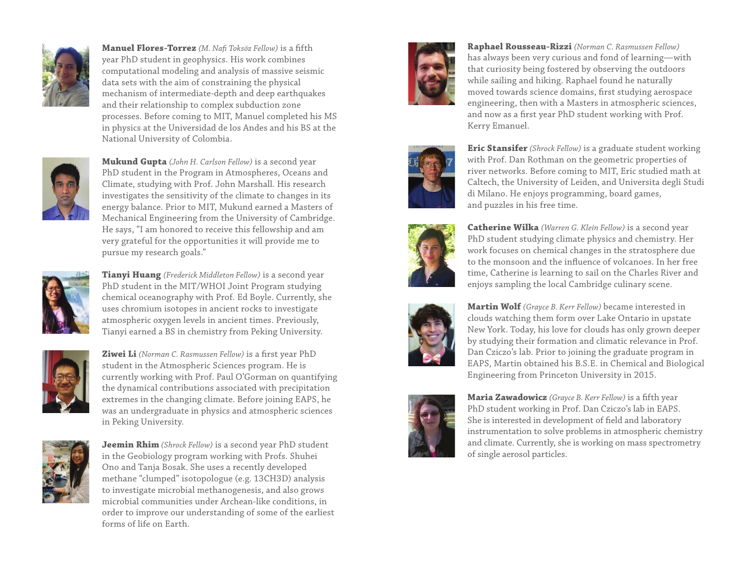**Manuel Flores-Torrez** *(M. Nafi Toksöz Fellow)* is a fifth year PhD student in geophysics. His work combines computational modeling and analysis of massive seismic data sets with the aim of constraining the physical mechanism of intermediate-depth and deep earthquakes and their relationship to complex subduction zone processes. Before coming to MIT, Manuel completed his MS in physics at the Universidad de los Andes and his BS at the National University of Colombia.

**Mukund Gupta** *(John H. Carlson Fellow)* is a second year PhD student in the Program in Atmospheres, Oceans and Climate, studying with Prof. John Marshall. His research investigates the sensitivity of the climate to changes in its energy balance. Prior to MIT, Mukund earned a Masters of Mechanical Engineering from the University of Cambridge. He says, "I am honored to receive this fellowship and am very grateful for the opportunities it will provide me to pursue my research goals."

**Tianyi Huang** *(Frederick Middleton Fellow)* is a second year PhD student in the MIT/WHOI Joint Program studying chemical oceanography with Prof. Ed Boyle. Currently, she uses chromium isotopes in ancient rocks to investigate atmospheric oxygen levels in ancient times. Previously, Tianyi earned a BS in chemistry from Peking University.

**Ziwei Li** *(Norman C. Rasmussen Fellow)* is a first year PhD student in the Atmospheric Sciences program. He is currently working with Prof. Paul O'Gorman on quantifying the dynamical contributions associated with precipitation extremes in the changing climate. Before joining EAPS, he was an undergraduate in physics and atmospheric sciences in Peking University.

**Jeemin Rhim** *(Shrock Fellow)* is a second year PhD student in the Geobiology program working with Profs. Shuhei Ono and Tanja Bosak. She uses a recently developed methane "clumped" isotopologue (e.g. 13CH3D) analysis to investigate microbial methanogenesis, and also grows microbial communities under Archean-like conditions, in order to improve our understanding of some of the earliest forms of life on Earth.

**Raphael Rousseau-Rizzi** *(Norman C. Rasmussen Fellow)* has always been very curious and fond of learning—with that curiosity being fostered by observing the outdoors while sailing and hiking. Raphael found he naturally moved towards science domains, first studying aerospace engineering, then with a Masters in atmospheric sciences, and now as a first year PhD student working with Prof. Kerry Emanuel.

**Eric Stansifer** *(Shrock Fellow)* is a graduate student working with Prof. Dan Rothman on the geometric properties of river networks. Before coming to MIT, Eric studied math at Caltech, the University of Leiden, and Universita degli Studi di Milano. He enjoys programming, board games, and puzzles in his free time.

**Catherine Wilka** *(Warren G. Klein Fellow)* is a second year PhD student studying climate physics and chemistry. Her work focuses on chemical changes in the stratosphere due to the monsoon and the influence of volcanoes. In her free time, Catherine is learning to sail on the Charles River and enjoys sampling the local Cambridge culinary scene.

**Martin Wolf** *(Grayce B. Kerr Fellow)* became interested in clouds watching them form over Lake Ontario in upstate New York. Today, his love for clouds has only grown deeper by studying their formation and climatic relevance in Prof. Dan Cziczo's lab. Prior to joining the graduate program in EAPS, Martin obtained his B.S.E. in Chemical and Biological Engineering from Princeton University in 2015.

**Maria Zawadowicz** *(Grayce B. Kerr Fellow)* is a fifth year PhD student working in Prof. Dan Cziczo's lab in EAPS. She is interested in development of field and laboratory instrumentation to solve problems in atmospheric chemistry and climate. Currently, she is working on mass spectrometry of single aerosol particles.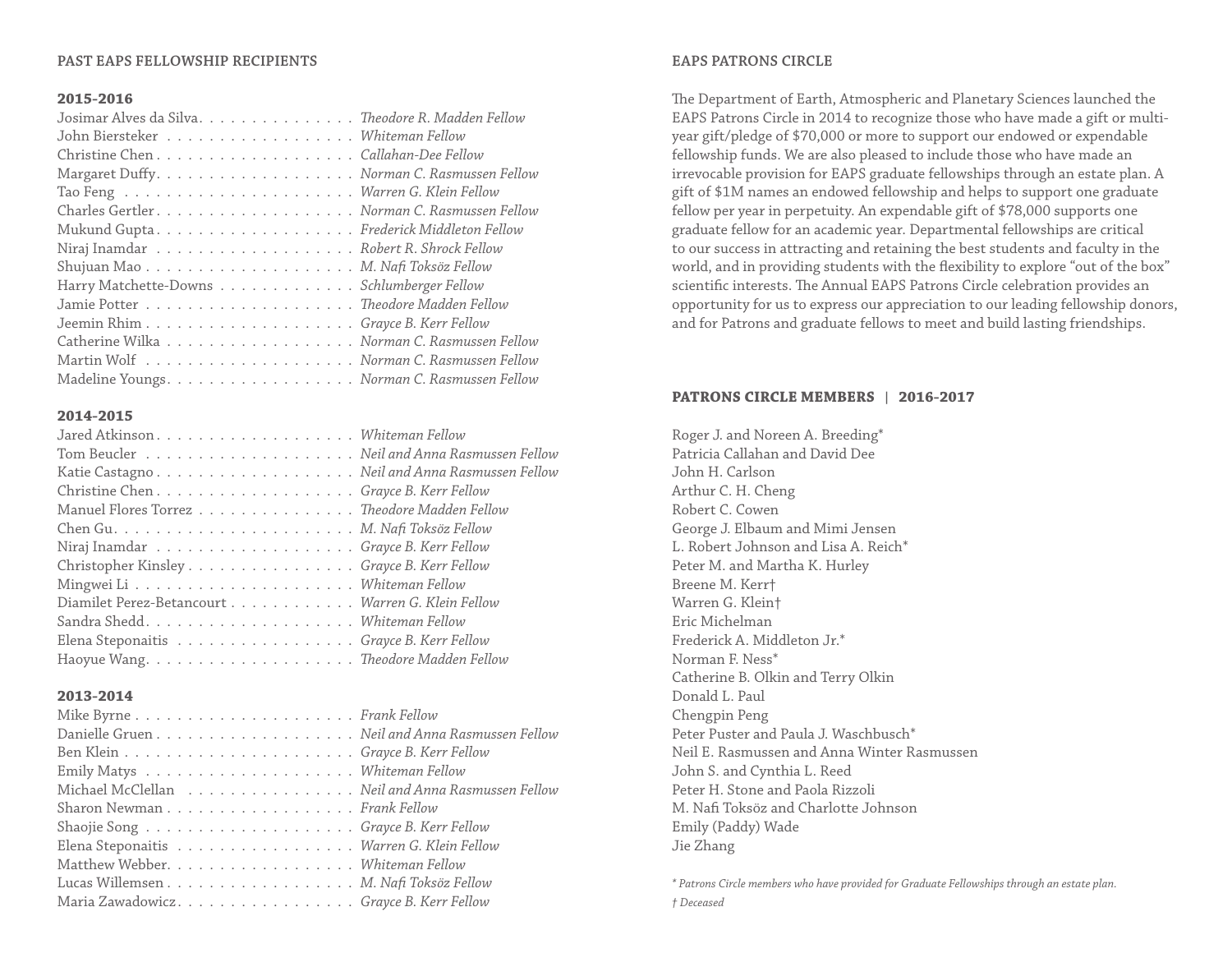## PAST EAPS FELLOWSHIP RECIPIENTS

### 2015-2016

| Name | Fellowship |
|---|---|
| Josimar Alves da Silva | *Theodore R. Madden Fellow* |
| John Biersteker | *Whiteman Fellow* |
| Christine Chen | *Callahan-Dee Fellow* |
| Margaret Duffy | *Norman C. Rasmussen Fellow* |
| Tao Feng | *Warren G. Klein Fellow* |
| Charles Gertler | *Norman C. Rasmussen Fellow* |
| Mukund Gupta | *Frederick Middleton Fellow* |
| Niraj Inamdar | *Robert R. Shrock Fellow* |
| Shujuan Mao | *M. Nafi Toksöz Fellow* |
| Harry Matchette-Downs | *Schlumberger Fellow* |
| Jamie Potter | *Theodore Madden Fellow* |
| Jeemin Rhim | *Grayce B. Kerr Fellow* |
| Catherine Wilka | *Norman C. Rasmussen Fellow* |
| Martin Wolf | *Norman C. Rasmussen Fellow* |
| Madeline Youngs | *Norman C. Rasmussen Fellow* |

### 2014-2015

| Name | Fellowship |
|---|---|
| Jared Atkinson | *Whiteman Fellow* |
| Tom Beucler | *Neil and Anna Rasmussen Fellow* |
| Katie Castagno | *Neil and Anna Rasmussen Fellow* |
| Christine Chen | *Grayce B. Kerr Fellow* |
| Manuel Flores Torrez | *Theodore Madden Fellow* |
| Chen Gu | *M. Nafi Toksöz Fellow* |
| Niraj Inamdar | *Grayce B. Kerr Fellow* |
| Christopher Kinsley | *Grayce B. Kerr Fellow* |
| Mingwei Li | *Whiteman Fellow* |
| Diamilet Perez-Betancourt | *Warren G. Klein Fellow* |
| Sandra Shedd | *Whiteman Fellow* |
| Elena Steponaitis | *Grayce B. Kerr Fellow* |
| Haoyue Wang | *Theodore Madden Fellow* |

### 2013-2014

| Name | Fellowship |
|---|---|
| Mike Byrne | *Frank Fellow* |
| Danielle Gruen | *Neil and Anna Rasmussen Fellow* |
| Ben Klein | *Grayce B. Kerr Fellow* |
| Emily Matys | *Whiteman Fellow* |
| Michael McClellan | *Neil and Anna Rasmussen Fellow* |
| Sharon Newman | *Frank Fellow* |
| Shaojie Song | *Grayce B. Kerr Fellow* |
| Elena Steponaitis | *Warren G. Klein Fellow* |
| Matthew Webber | *Whiteman Fellow* |
| Lucas Willemsen | *M. Nafi Toksöz Fellow* |
| Maria Zawadowicz | *Grayce B. Kerr Fellow* |

## EAPS PATRONS CIRCLE

The Department of Earth, Atmospheric and Planetary Sciences launched the EAPS Patrons Circle in 2014 to recognize those who have made a gift or multi-year gift/pledge of $70,000 or more to support our endowed or expendable fellowship funds. We are also pleased to include those who have made an irrevocable provision for EAPS graduate fellowships through an estate plan. A gift of $1M names an endowed fellowship and helps to support one graduate fellow per year in perpetuity. An expendable gift of $78,000 supports one graduate fellow for an academic year. Departmental fellowships are critical to our success in attracting and retaining the best students and faculty in the world, and in providing students with the flexibility to explore "out of the box" scientific interests. The Annual EAPS Patrons Circle celebration provides an opportunity for us to express our appreciation to our leading fellowship donors, and for Patrons and graduate fellows to meet and build lasting friendships.

### PATRONS CIRCLE MEMBERS | 2016-2017

Roger J. and Noreen A. Breeding*
Patricia Callahan and David Dee
John H. Carlson
Arthur C. H. Cheng
Robert C. Cowen
George J. Elbaum and Mimi Jensen
L. Robert Johnson and Lisa A. Reich*
Peter M. and Martha K. Hurley
Breene M. Kerr†
Warren G. Klein†
Eric Michelman
Frederick A. Middleton Jr.*
Norman F. Ness*
Catherine B. Olkin and Terry Olkin
Donald L. Paul
Chengpin Peng
Peter Puster and Paula J. Waschbusch*
Neil E. Rasmussen and Anna Winter Rasmussen
John S. and Cynthia L. Reed
Peter H. Stone and Paola Rizzoli
M. Nafi Toksöz and Charlotte Johnson
Emily (Paddy) Wade
Jie Zhang

*\* Patrons Circle members who have provided for Graduate Fellowships through an estate plan.*

*† Deceased*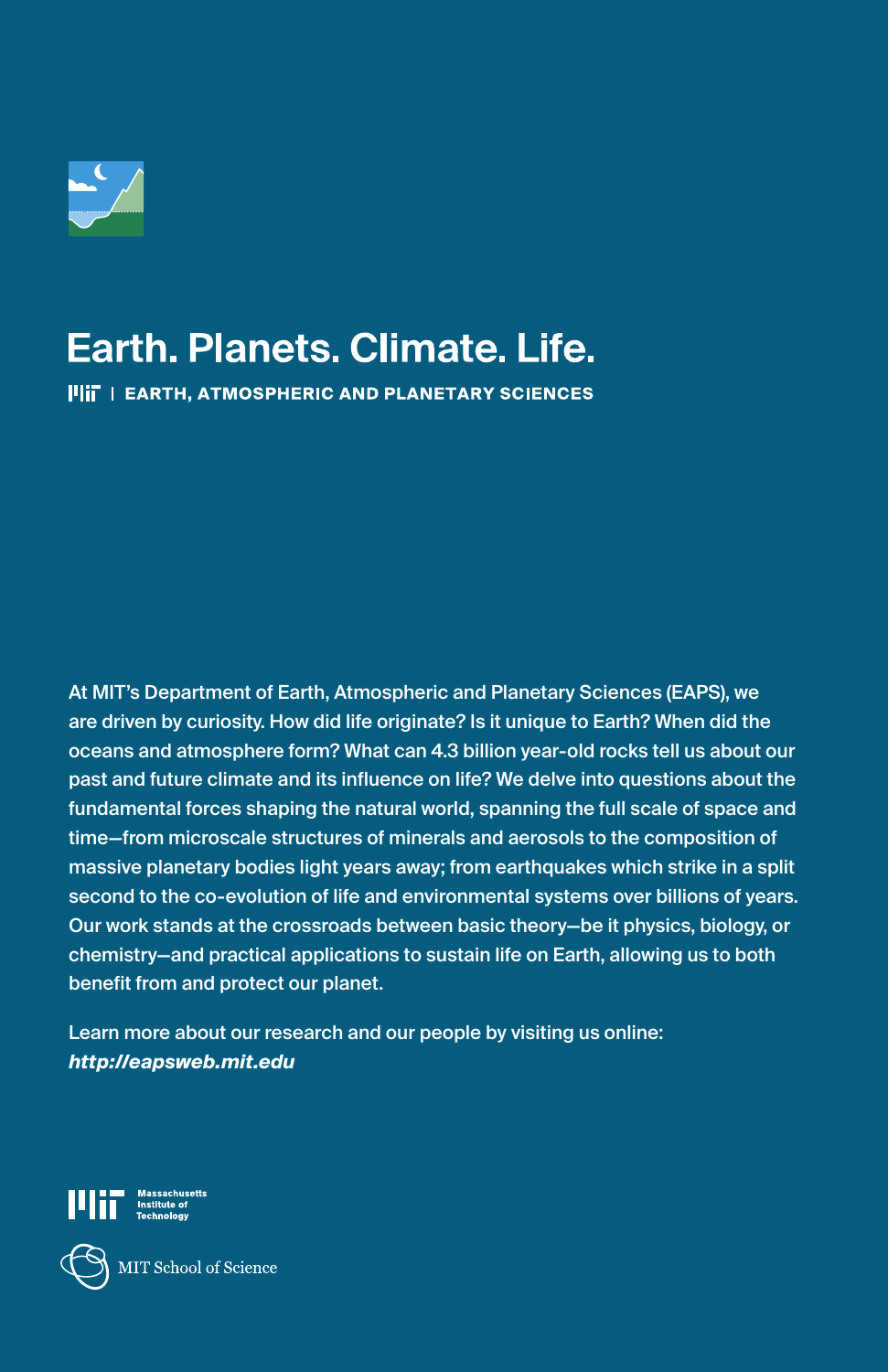# Earth. Planets. Climate. Life.

MIT | EARTH, ATMOSPHERIC AND PLANETARY SCIENCES

At MIT's Department of Earth, Atmospheric and Planetary Sciences (EAPS), we are driven by curiosity. How did life originate? Is it unique to Earth? When did the oceans and atmosphere form? What can 4.3 billion year-old rocks tell us about our past and future climate and its influence on life? We delve into questions about the fundamental forces shaping the natural world, spanning the full scale of space and time—from microscale structures of minerals and aerosols to the composition of massive planetary bodies light years away; from earthquakes which strike in a split second to the co-evolution of life and environmental systems over billions of years. Our work stands at the crossroads between basic theory—be it physics, biology, or chemistry—and practical applications to sustain life on Earth, allowing us to both benefit from and protect our planet.

Learn more about our research and our people by visiting us online:
***http://eapsweb.mit.edu***

Massachusetts Institute of Technology

MIT School of Science